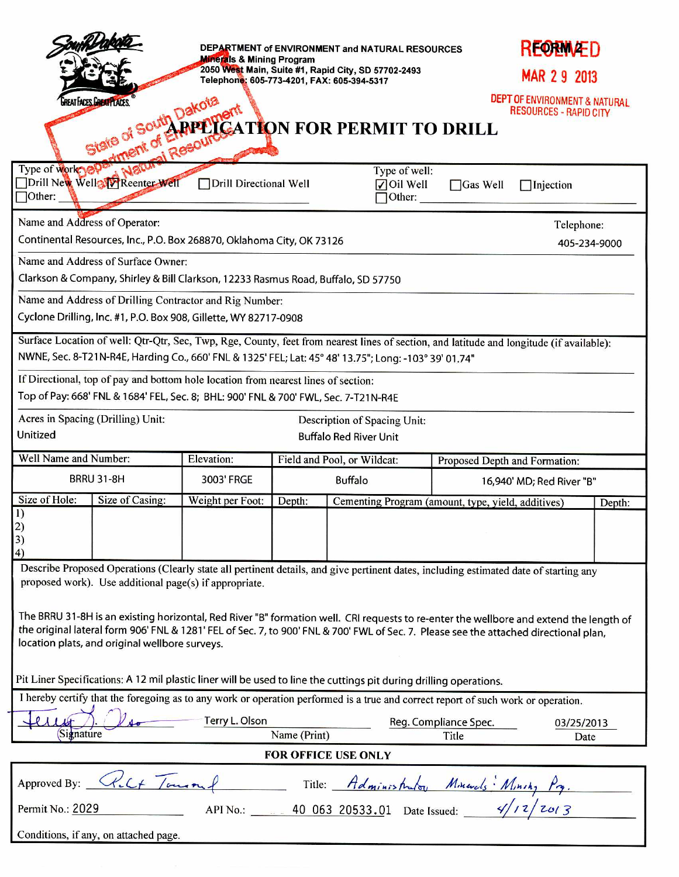DEPARTMENT of ENVIRONMENT and NATURAL RESOURCES
Minerals & Mining Program
2050 West Main, Suite #1, Rapid City, SD 57702-2493
Telephone: 605-773-4201, FAX: 605-394-5317

FORM 2

RECEIVED
MAR 29 2013
DEPT OF ENVIRONMENT & NATURAL RESOURCES - RAPID CITY

State of South Dakota Department of Environment and Natural Resources

# APPLICATION FOR PERMIT TO DRILL

Type of work: ☐ Drill New Well ☑ Reenter Well ☐ Drill Directional Well ☐ Other:

Type of well: ☑ Oil Well ☐ Gas Well ☐ Injection ☐ Other:

Name and Address of Operator:
Continental Resources, Inc., P.O. Box 268870, Oklahoma City, OK 73126

Telephone: 405-234-9000

Name and Address of Surface Owner:
Clarkson & Company, Shirley & Bill Clarkson, 12233 Rasmus Road, Buffalo, SD 57750

Name and Address of Drilling Contractor and Rig Number:
Cyclone Drilling, Inc. #1, P.O. Box 908, Gillette, WY 82717-0908

Surface Location of well: Qtr-Qtr, Sec, Twp, Rge, County, feet from nearest lines of section, and latitude and longitude (if available):
NWNE, Sec. 8-T21N-R4E, Harding Co., 660' FNL & 1325' FEL; Lat: 45° 48' 13.75"; Long: -103° 39' 01.74"

If Directional, top of pay and bottom hole location from nearest lines of section:
Top of Pay: 668' FNL & 1684' FEL, Sec. 8; BHL: 900' FNL & 700' FWL, Sec. 7-T21N-R4E

Acres in Spacing (Drilling) Unit: Unitized

Description of Spacing Unit: Buffalo Red River Unit

| Well Name and Number: | Elevation: | Field and Pool, or Wildcat: | Proposed Depth and Formation: |
|---|---|---|---|
| BRRU 31-8H | 3003' FRGE | Buffalo | 16,940' MD; Red River "B" |

| Size of Hole: | Size of Casing: | Weight per Foot: | Depth: | Cementing Program (amount, type, yield, additives) | Depth: |
|---|---|---|---|---|---|
| 1) | | | | | |
| 2) | | | | | |
| 3) | | | | | |
| 4) | | | | | |

Describe Proposed Operations (Clearly state all pertinent details, and give pertinent dates, including estimated date of starting any proposed work). Use additional page(s) if appropriate.

The BRRU 31-8H is an existing horizontal, Red River "B" formation well. CRI requests to re-enter the wellbore and extend the length of the original lateral form 906' FNL & 1281' FEL of Sec. 7, to 900' FNL & 700' FWL of Sec. 7. Please see the attached directional plan, location plats, and original wellbore surveys.

Pit Liner Specifications: A 12 mil plastic liner will be used to line the cuttings pit during drilling operations.

I hereby certify that the foregoing as to any work or operation performed is a true and correct report of such work or operation.

| Signature | Name (Print) | Title | Date |
|---|---|---|---|
| Terry L. Olson (signature) | Terry L. Olson | Reg. Compliance Spec. | 03/25/2013 |

**FOR OFFICE USE ONLY**

Approved By: R. C. Townsend    Title: Administrator Minerals & Mining Prg.

Permit No.: 2029    API No.: 40 063 20533.01    Date Issued: 4/12/2013

Conditions, if any, on attached page.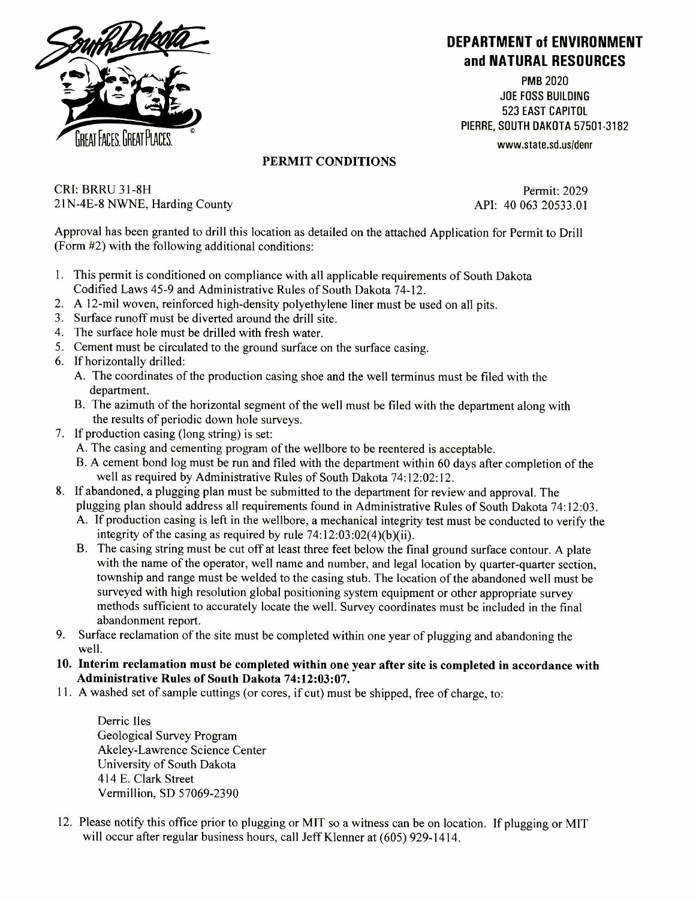**DEPARTMENT of ENVIRONMENT and NATURAL RESOURCES**

PMB 2020
JOE FOSS BUILDING
523 EAST CAPITOL
PIERRE, SOUTH DAKOTA 57501-3182
www.state.sd.us/denr

# PERMIT CONDITIONS

CRI: BRRU 31-8H
21N-4E-8 NWNE, Harding County

Permit: 2029
API: 40 063 20533.01

Approval has been granted to drill this location as detailed on the attached Application for Permit to Drill (Form #2) with the following additional conditions:

1. This permit is conditioned on compliance with all applicable requirements of South Dakota Codified Laws 45-9 and Administrative Rules of South Dakota 74-12.
2. A 12-mil woven, reinforced high-density polyethylene liner must be used on all pits.
3. Surface runoff must be diverted around the drill site.
4. The surface hole must be drilled with fresh water.
5. Cement must be circulated to the ground surface on the surface casing.
6. If horizontally drilled:
   A. The coordinates of the production casing shoe and the well terminus must be filed with the department.
   B. The azimuth of the horizontal segment of the well must be filed with the department along with the results of periodic down hole surveys.
7. If production casing (long string) is set:
   A. The casing and cementing program of the wellbore to be reentered is acceptable.
   B. A cement bond log must be run and filed with the department within 60 days after completion of the well as required by Administrative Rules of South Dakota 74:12:02:12.
8. If abandoned, a plugging plan must be submitted to the department for review and approval. The plugging plan should address all requirements found in Administrative Rules of South Dakota 74:12:03.
   A. If production casing is left in the wellbore, a mechanical integrity test must be conducted to verify the integrity of the casing as required by rule 74:12:03:02(4)(b)(ii).
   B. The casing string must be cut off at least three feet below the final ground surface contour. A plate with the name of the operator, well name and number, and legal location by quarter-quarter section, township and range must be welded to the casing stub. The location of the abandoned well must be surveyed with high resolution global positioning system equipment or other appropriate survey methods sufficient to accurately locate the well. Survey coordinates must be included in the final abandonment report.
9. Surface reclamation of the site must be completed within one year of plugging and abandoning the well.
10. **Interim reclamation must be completed within one year after site is completed in accordance with Administrative Rules of South Dakota 74:12:03:07.**
11. A washed set of sample cuttings (or cores, if cut) must be shipped, free of charge, to:

    Derric Iles
    Geological Survey Program
    Akeley-Lawrence Science Center
    University of South Dakota
    414 E. Clark Street
    Vermillion, SD 57069-2390

12. Please notify this office prior to plugging or MIT so a witness can be on location. If plugging or MIT will occur after regular business hours, call Jeff Klenner at (605) 929-1414.